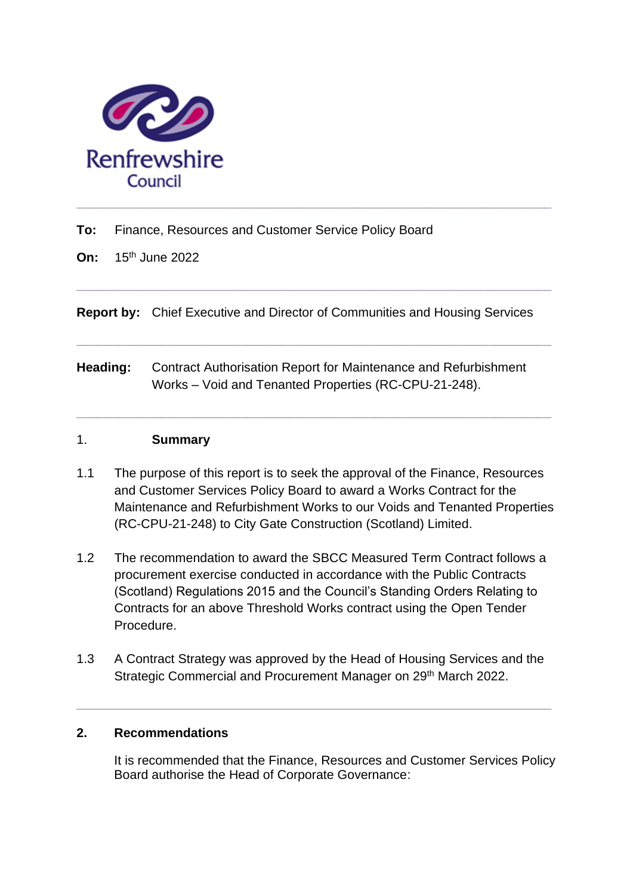Renfrewshire Council

---

**To:** Finance, Resources and Customer Service Policy Board

**On:** 15th June 2022

---

**Report by:** Chief Executive and Director of Communities and Housing Services

---

**Heading:** Contract Authorisation Report for Maintenance and Refurbishment Works – Void and Tenanted Properties (RC-CPU-21-248).

---

## 1. Summary

1.1 The purpose of this report is to seek the approval of the Finance, Resources and Customer Services Policy Board to award a Works Contract for the Maintenance and Refurbishment Works to our Voids and Tenanted Properties (RC-CPU-21-248) to City Gate Construction (Scotland) Limited.

1.2 The recommendation to award the SBCC Measured Term Contract follows a procurement exercise conducted in accordance with the Public Contracts (Scotland) Regulations 2015 and the Council's Standing Orders Relating to Contracts for an above Threshold Works contract using the Open Tender Procedure.

1.3 A Contract Strategy was approved by the Head of Housing Services and the Strategic Commercial and Procurement Manager on 29th March 2022.

---

## 2. Recommendations

It is recommended that the Finance, Resources and Customer Services Policy Board authorise the Head of Corporate Governance: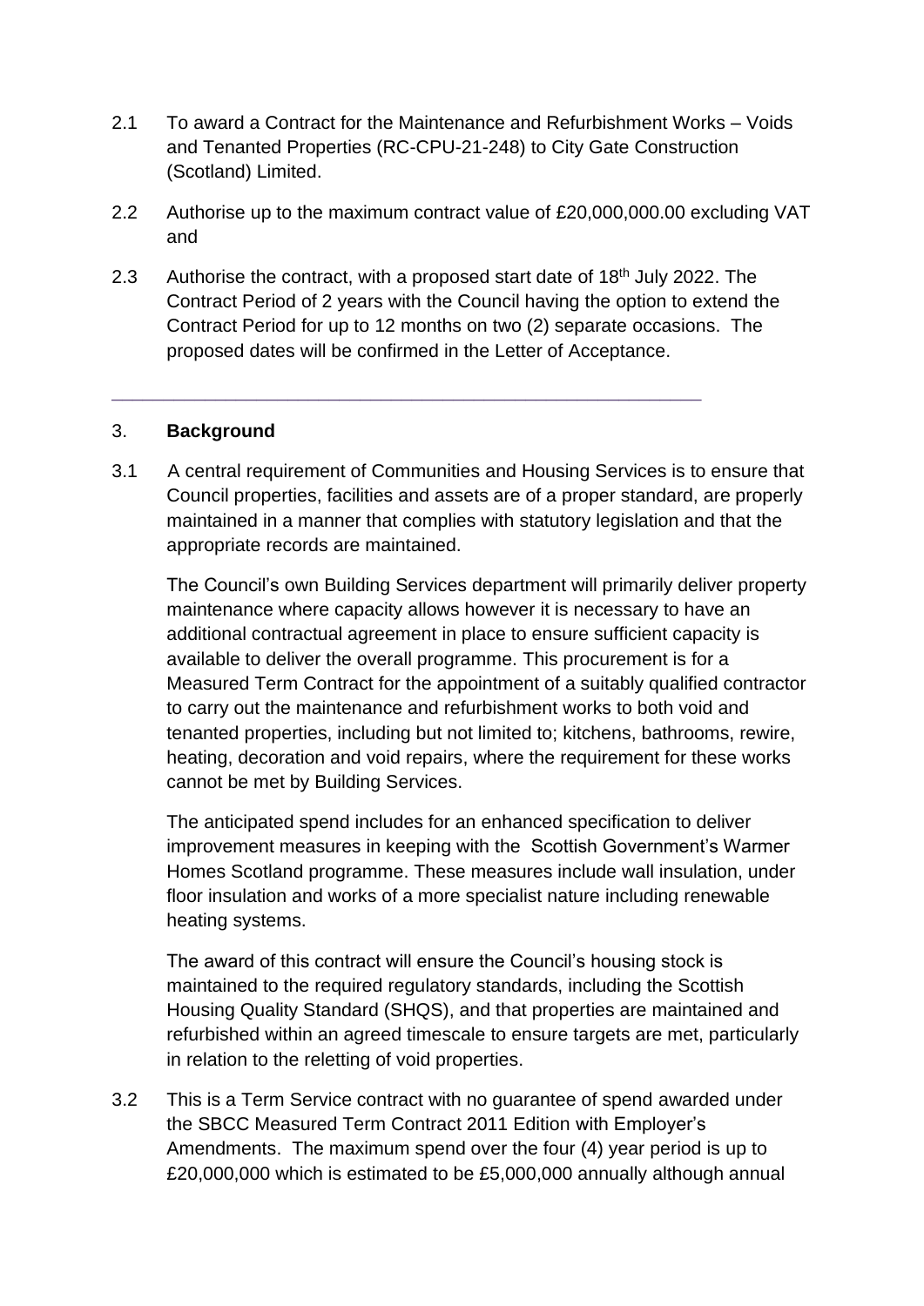2.1 To award a Contract for the Maintenance and Refurbishment Works – Voids and Tenanted Properties (RC-CPU-21-248) to City Gate Construction (Scotland) Limited.

2.2 Authorise up to the maximum contract value of £20,000,000.00 excluding VAT and

2.3 Authorise the contract, with a proposed start date of 18th July 2022. The Contract Period of 2 years with the Council having the option to extend the Contract Period for up to 12 months on two (2) separate occasions. The proposed dates will be confirmed in the Letter of Acceptance.

---

## 3. **Background**

3.1 A central requirement of Communities and Housing Services is to ensure that Council properties, facilities and assets are of a proper standard, are properly maintained in a manner that complies with statutory legislation and that the appropriate records are maintained.

The Council's own Building Services department will primarily deliver property maintenance where capacity allows however it is necessary to have an additional contractual agreement in place to ensure sufficient capacity is available to deliver the overall programme. This procurement is for a Measured Term Contract for the appointment of a suitably qualified contractor to carry out the maintenance and refurbishment works to both void and tenanted properties, including but not limited to; kitchens, bathrooms, rewire, heating, decoration and void repairs, where the requirement for these works cannot be met by Building Services.

The anticipated spend includes for an enhanced specification to deliver improvement measures in keeping with the Scottish Government's Warmer Homes Scotland programme. These measures include wall insulation, under floor insulation and works of a more specialist nature including renewable heating systems.

The award of this contract will ensure the Council's housing stock is maintained to the required regulatory standards, including the Scottish Housing Quality Standard (SHQS), and that properties are maintained and refurbished within an agreed timescale to ensure targets are met, particularly in relation to the reletting of void properties.

3.2 This is a Term Service contract with no guarantee of spend awarded under the SBCC Measured Term Contract 2011 Edition with Employer's Amendments. The maximum spend over the four (4) year period is up to £20,000,000 which is estimated to be £5,000,000 annually although annual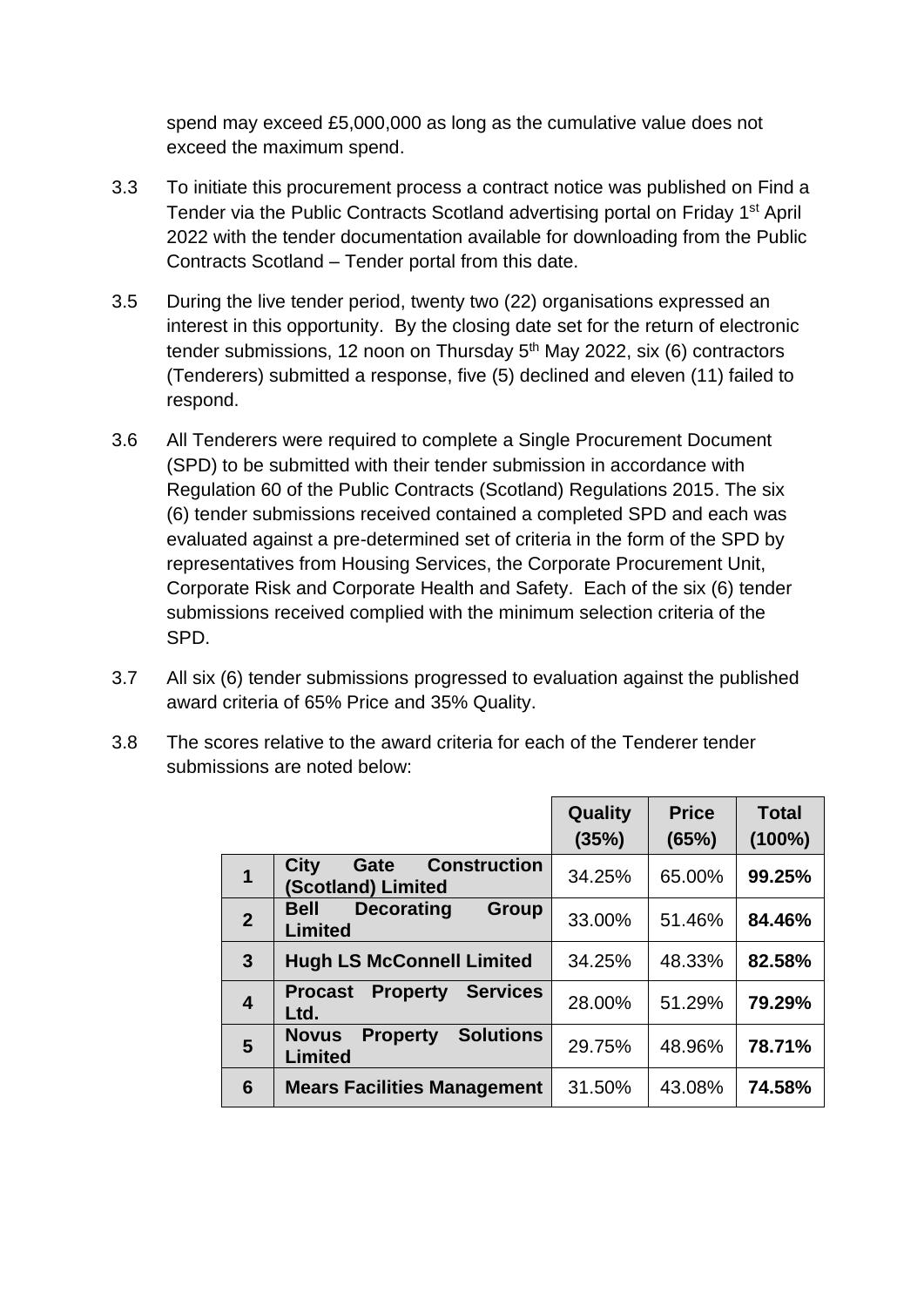spend may exceed £5,000,000 as long as the cumulative value does not exceed the maximum spend.

3.3 To initiate this procurement process a contract notice was published on Find a Tender via the Public Contracts Scotland advertising portal on Friday 1st April 2022 with the tender documentation available for downloading from the Public Contracts Scotland – Tender portal from this date.

3.5 During the live tender period, twenty two (22) organisations expressed an interest in this opportunity. By the closing date set for the return of electronic tender submissions, 12 noon on Thursday 5th May 2022, six (6) contractors (Tenderers) submitted a response, five (5) declined and eleven (11) failed to respond.

3.6 All Tenderers were required to complete a Single Procurement Document (SPD) to be submitted with their tender submission in accordance with Regulation 60 of the Public Contracts (Scotland) Regulations 2015. The six (6) tender submissions received contained a completed SPD and each was evaluated against a pre-determined set of criteria in the form of the SPD by representatives from Housing Services, the Corporate Procurement Unit, Corporate Risk and Corporate Health and Safety. Each of the six (6) tender submissions received complied with the minimum selection criteria of the SPD.

3.7 All six (6) tender submissions progressed to evaluation against the published award criteria of 65% Price and 35% Quality.

3.8 The scores relative to the award criteria for each of the Tenderer tender submissions are noted below:

| | | Quality (35%) | Price (65%) | Total (100%) |
|---|---|---|---|---|
| **1** | **City Gate Construction (Scotland) Limited** | 34.25% | 65.00% | **99.25%** |
| **2** | **Bell Decorating Group Limited** | 33.00% | 51.46% | **84.46%** |
| **3** | **Hugh LS McConnell Limited** | 34.25% | 48.33% | **82.58%** |
| **4** | **Procast Property Services Ltd.** | 28.00% | 51.29% | **79.29%** |
| **5** | **Novus Property Solutions Limited** | 29.75% | 48.96% | **78.71%** |
| **6** | **Mears Facilities Management** | 31.50% | 43.08% | **74.58%** |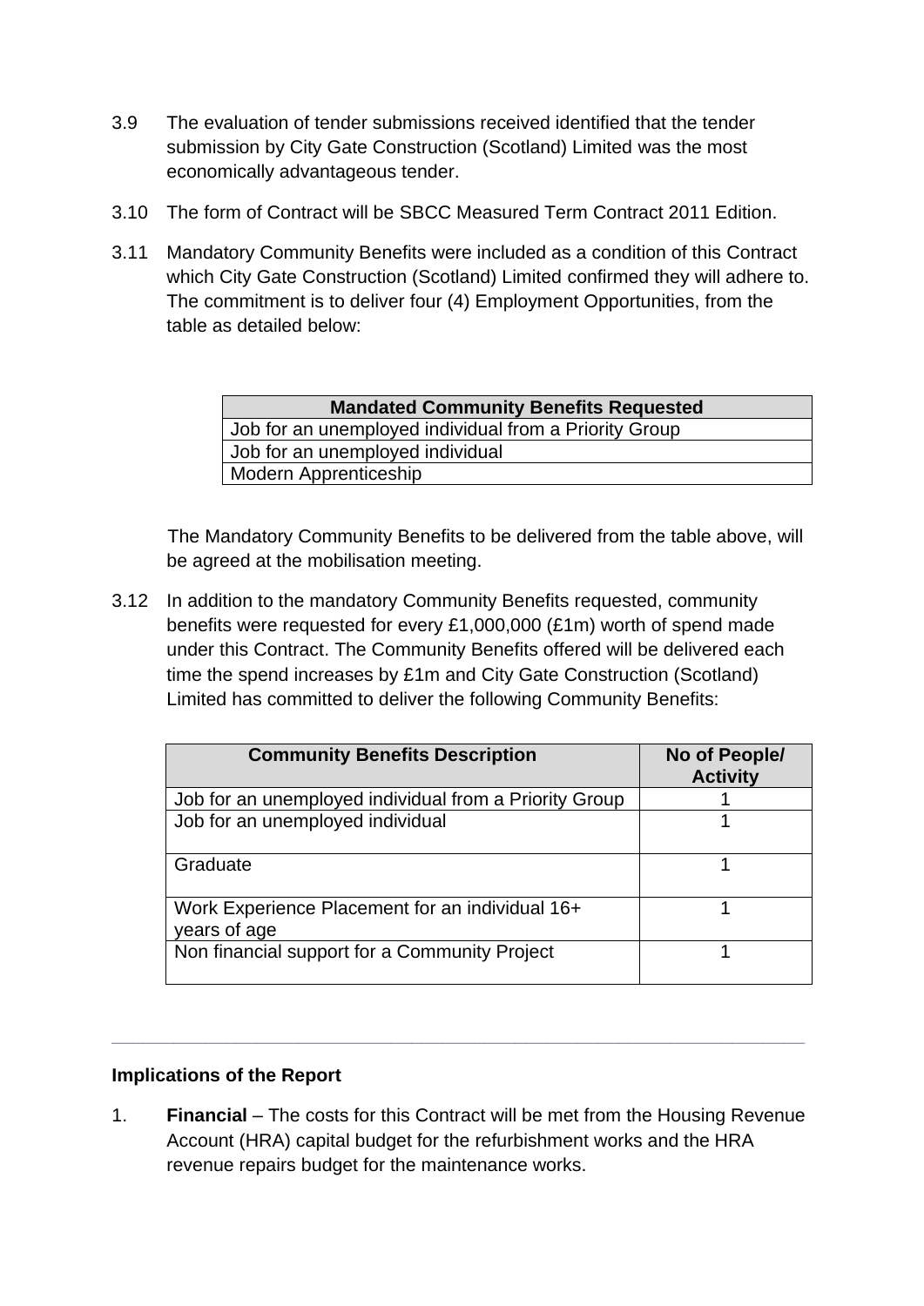3.9 The evaluation of tender submissions received identified that the tender submission by City Gate Construction (Scotland) Limited was the most economically advantageous tender.

3.10 The form of Contract will be SBCC Measured Term Contract 2011 Edition.

3.11 Mandatory Community Benefits were included as a condition of this Contract which City Gate Construction (Scotland) Limited confirmed they will adhere to. The commitment is to deliver four (4) Employment Opportunities, from the table as detailed below:

| Mandated Community Benefits Requested |
|---|
| Job for an unemployed individual from a Priority Group |
| Job for an unemployed individual |
| Modern Apprenticeship |

The Mandatory Community Benefits to be delivered from the table above, will be agreed at the mobilisation meeting.

3.12 In addition to the mandatory Community Benefits requested, community benefits were requested for every £1,000,000 (£1m) worth of spend made under this Contract. The Community Benefits offered will be delivered each time the spend increases by £1m and City Gate Construction (Scotland) Limited has committed to deliver the following Community Benefits:

| Community Benefits Description | No of People/ Activity |
|---|---|
| Job for an unemployed individual from a Priority Group | 1 |
| Job for an unemployed individual | 1 |
| Graduate | 1 |
| Work Experience Placement for an individual 16+ years of age | 1 |
| Non financial support for a Community Project | 1 |

---

**Implications of the Report**

1. **Financial** – The costs for this Contract will be met from the Housing Revenue Account (HRA) capital budget for the refurbishment works and the HRA revenue repairs budget for the maintenance works.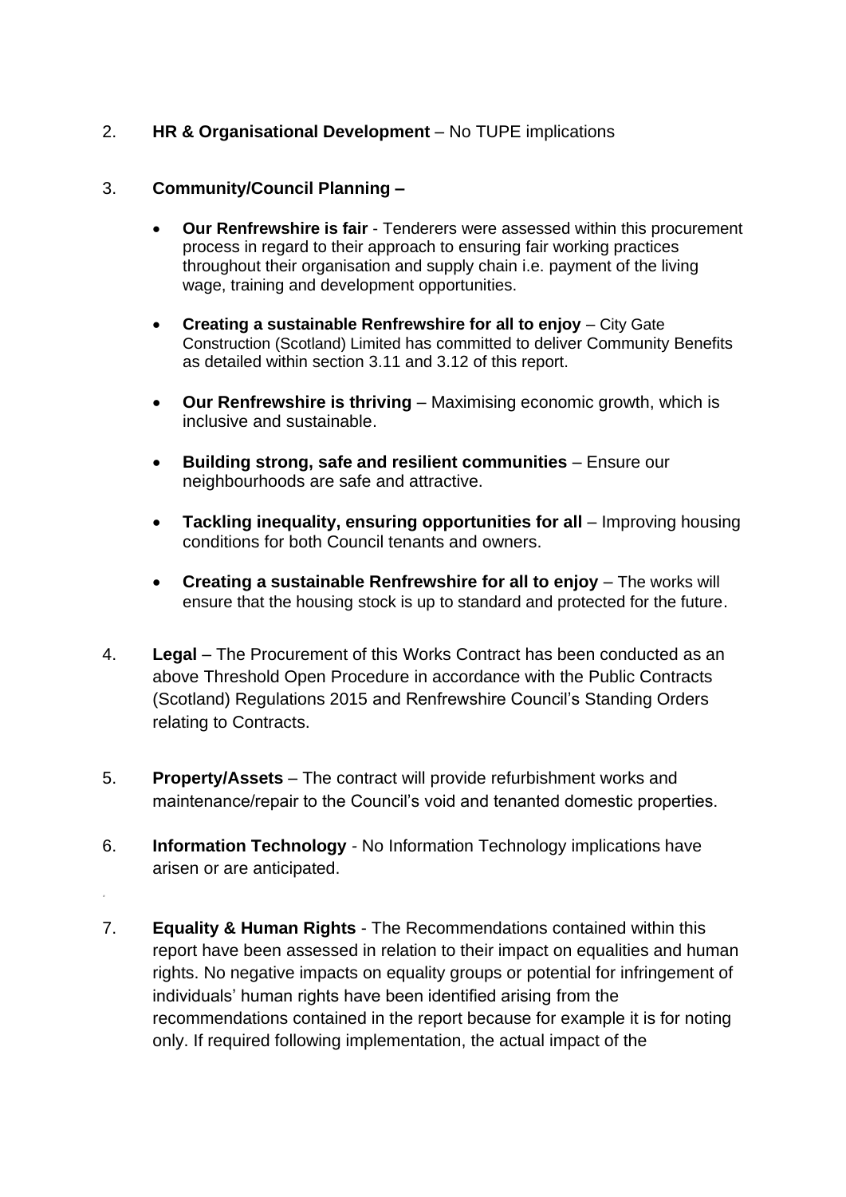2. **HR & Organisational Development** – No TUPE implications

3. **Community/Council Planning –**

   - **Our Renfrewshire is fair** - Tenderers were assessed within this procurement process in regard to their approach to ensuring fair working practices throughout their organisation and supply chain i.e. payment of the living wage, training and development opportunities.

   - **Creating a sustainable Renfrewshire for all to enjoy** – City Gate Construction (Scotland) Limited has committed to deliver Community Benefits as detailed within section 3.11 and 3.12 of this report.

   - **Our Renfrewshire is thriving** – Maximising economic growth, which is inclusive and sustainable.

   - **Building strong, safe and resilient communities** – Ensure our neighbourhoods are safe and attractive.

   - **Tackling inequality, ensuring opportunities for all** – Improving housing conditions for both Council tenants and owners.

   - **Creating a sustainable Renfrewshire for all to enjoy** – The works will ensure that the housing stock is up to standard and protected for the future.

4. **Legal** – The Procurement of this Works Contract has been conducted as an above Threshold Open Procedure in accordance with the Public Contracts (Scotland) Regulations 2015 and Renfrewshire Council's Standing Orders relating to Contracts.

5. **Property/Assets** – The contract will provide refurbishment works and maintenance/repair to the Council's void and tenanted domestic properties.

6. **Information Technology** - No Information Technology implications have arisen or are anticipated.

7. **Equality & Human Rights** - The Recommendations contained within this report have been assessed in relation to their impact on equalities and human rights. No negative impacts on equality groups or potential for infringement of individuals' human rights have been identified arising from the recommendations contained in the report because for example it is for noting only. If required following implementation, the actual impact of the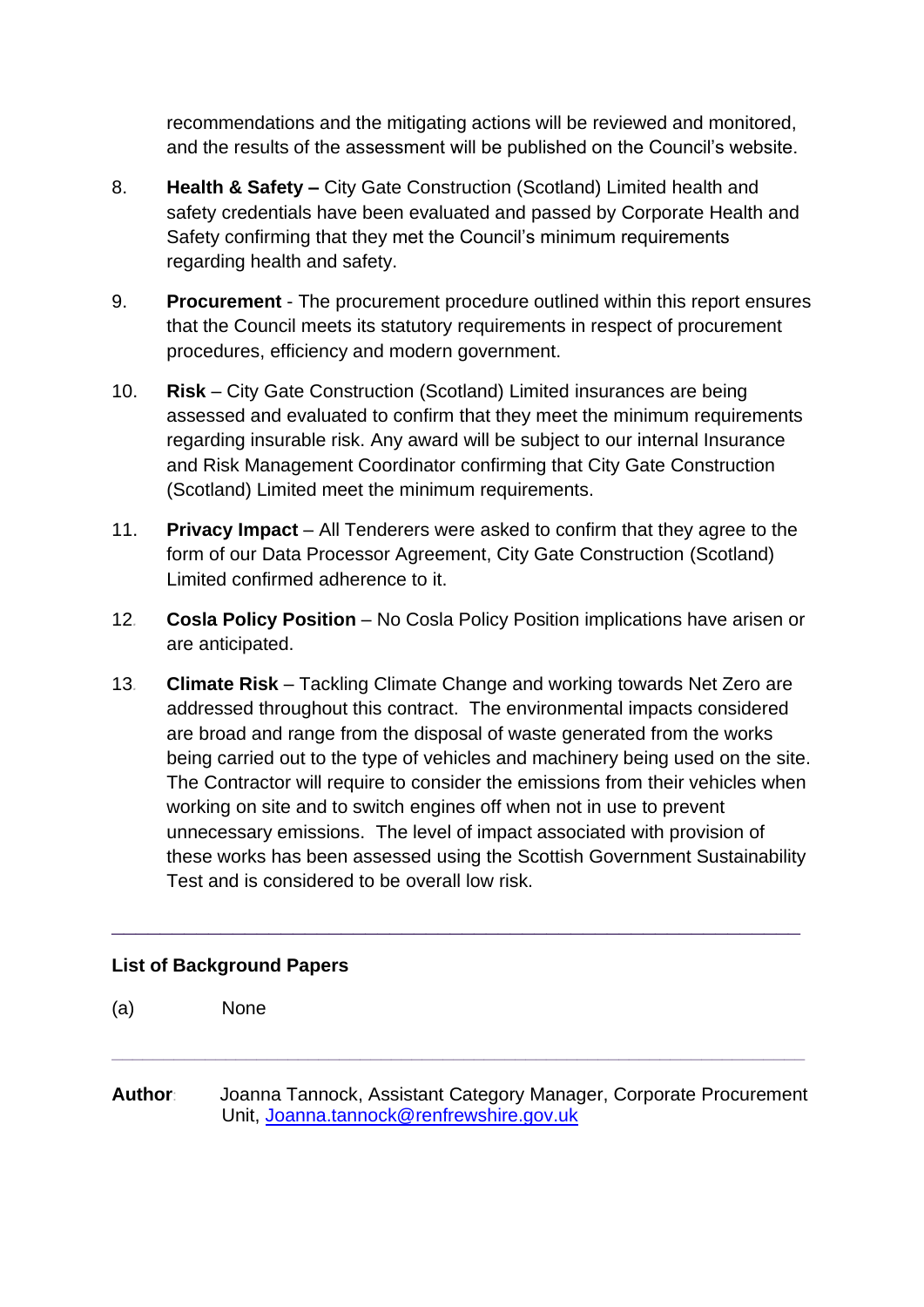recommendations and the mitigating actions will be reviewed and monitored, and the results of the assessment will be published on the Council's website.

8. **Health & Safety –** City Gate Construction (Scotland) Limited health and safety credentials have been evaluated and passed by Corporate Health and Safety confirming that they met the Council's minimum requirements regarding health and safety.

9. **Procurement** - The procurement procedure outlined within this report ensures that the Council meets its statutory requirements in respect of procurement procedures, efficiency and modern government.

10. **Risk** – City Gate Construction (Scotland) Limited insurances are being assessed and evaluated to confirm that they meet the minimum requirements regarding insurable risk. Any award will be subject to our internal Insurance and Risk Management Coordinator confirming that City Gate Construction (Scotland) Limited meet the minimum requirements.

11. **Privacy Impact** – All Tenderers were asked to confirm that they agree to the form of our Data Processor Agreement, City Gate Construction (Scotland) Limited confirmed adherence to it.

12. **Cosla Policy Position** – No Cosla Policy Position implications have arisen or are anticipated.

13. **Climate Risk** – Tackling Climate Change and working towards Net Zero are addressed throughout this contract. The environmental impacts considered are broad and range from the disposal of waste generated from the works being carried out to the type of vehicles and machinery being used on the site. The Contractor will require to consider the emissions from their vehicles when working on site and to switch engines off when not in use to prevent unnecessary emissions. The level of impact associated with provision of these works has been assessed using the Scottish Government Sustainability Test and is considered to be overall low risk.

---

**List of Background Papers**

(a) None

---

**Author**: Joanna Tannock, Assistant Category Manager, Corporate Procurement Unit, Joanna.tannock@renfrewshire.gov.uk